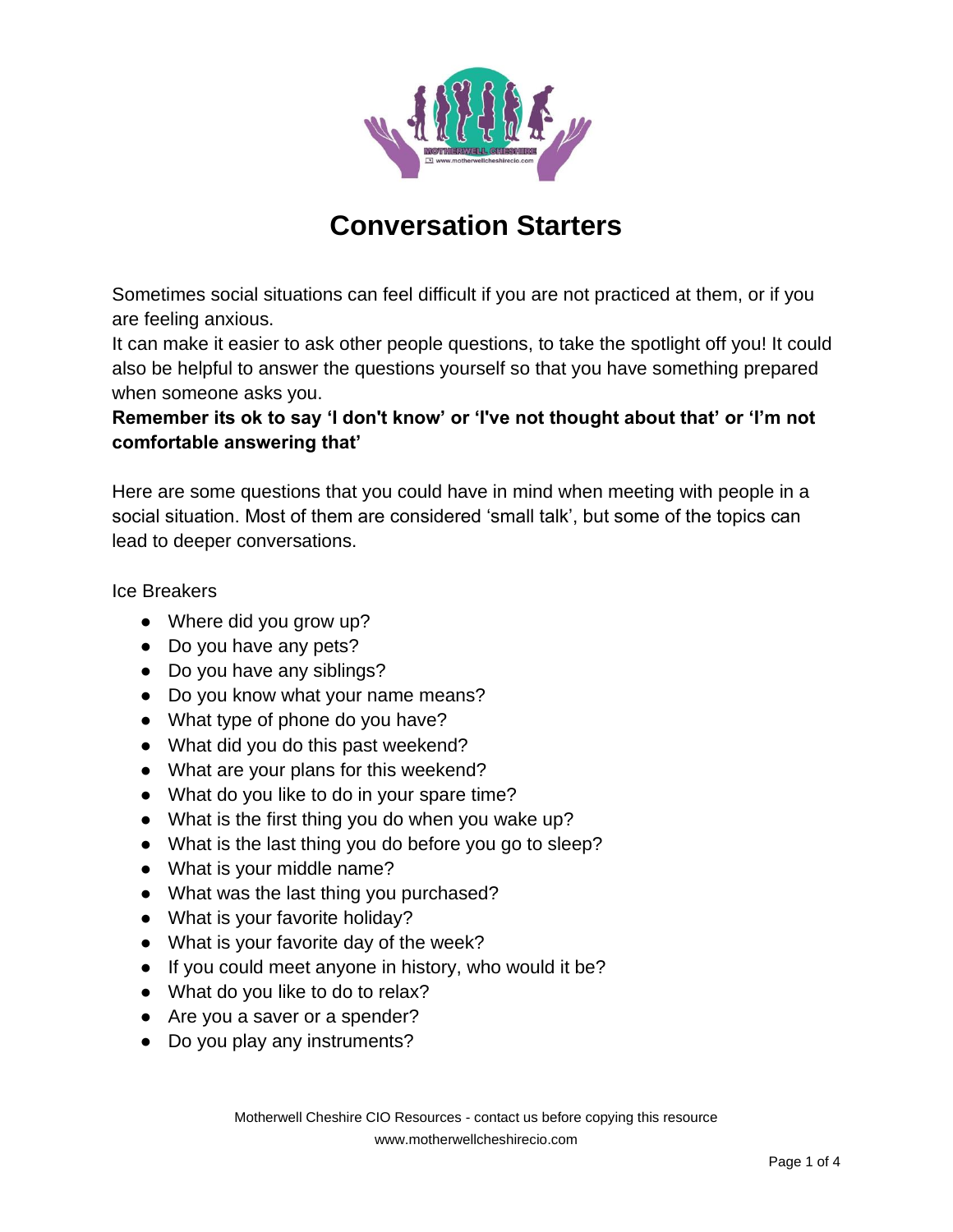# Conversation Starters

Sometimes social situations can feel difficult if you are not practiced at them, or if you are feeling anxious.
It can make it easier to ask other people questions, to take the spotlight off you! It could also be helpful to answer the questions yourself so that you have something prepared when someone asks you.
**Remember its ok to say 'I don't know' or 'I've not thought about that' or 'I'm not comfortable answering that'**

Here are some questions that you could have in mind when meeting with people in a social situation. Most of them are considered 'small talk', but some of the topics can lead to deeper conversations.

Ice Breakers

- Where did you grow up?
- Do you have any pets?
- Do you have any siblings?
- Do you know what your name means?
- What type of phone do you have?
- What did you do this past weekend?
- What are your plans for this weekend?
- What do you like to do in your spare time?
- What is the first thing you do when you wake up?
- What is the last thing you do before you go to sleep?
- What is your middle name?
- What was the last thing you purchased?
- What is your favorite holiday?
- What is your favorite day of the week?
- If you could meet anyone in history, who would it be?
- What do you like to do to relax?
- Are you a saver or a spender?
- Do you play any instruments?

Motherwell Cheshire CIO Resources - contact us before copying this resource
www.motherwellcheshirecio.com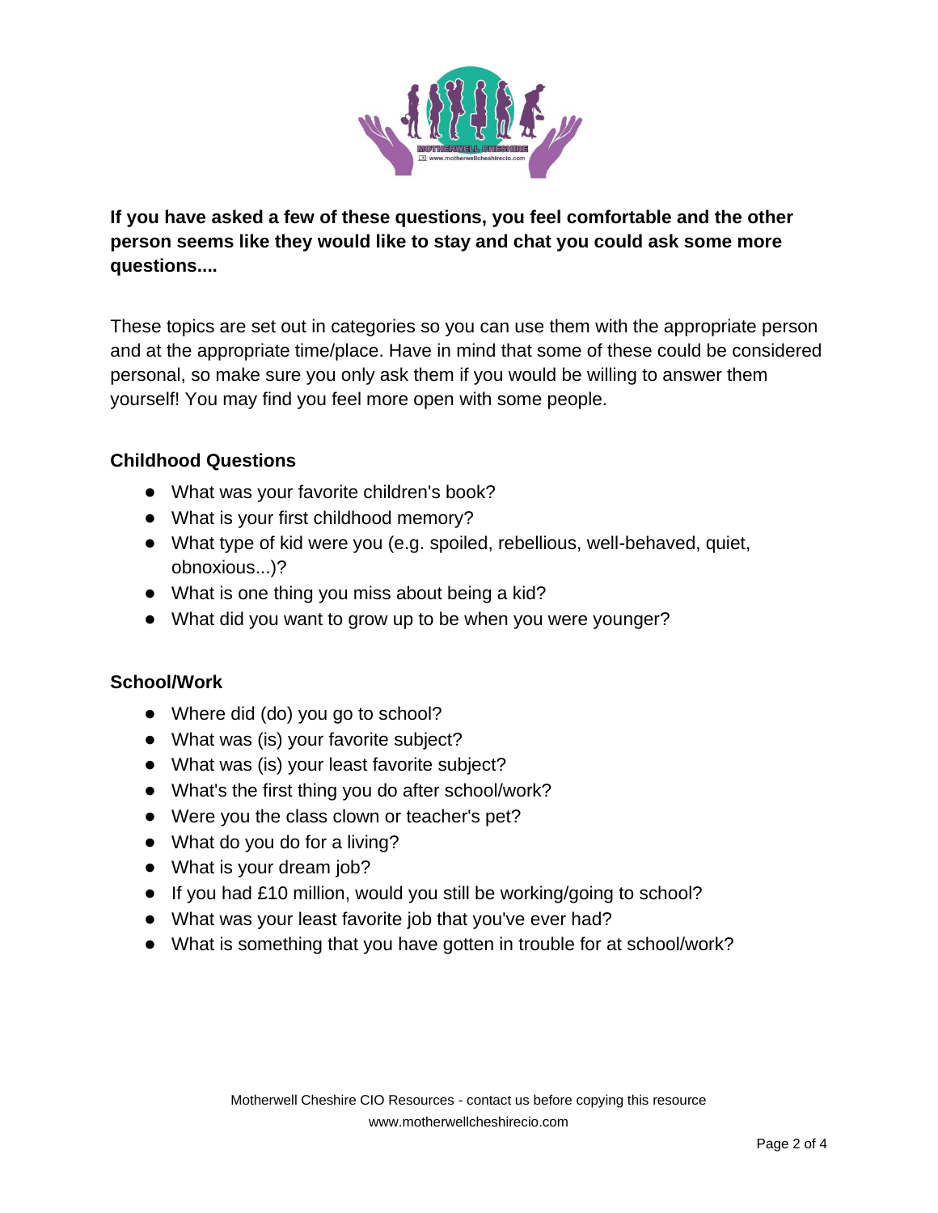**If you have asked a few of these questions, you feel comfortable and the other person seems like they would like to stay and chat you could ask some more questions....**

These topics are set out in categories so you can use them with the appropriate person and at the appropriate time/place. Have in mind that some of these could be considered personal, so make sure you only ask them if you would be willing to answer them yourself! You may find you feel more open with some people.

### Childhood Questions

- What was your favorite children's book?
- What is your first childhood memory?
- What type of kid were you (e.g. spoiled, rebellious, well-behaved, quiet, obnoxious...)?
- What is one thing you miss about being a kid?
- What did you want to grow up to be when you were younger?

### School/Work

- Where did (do) you go to school?
- What was (is) your favorite subject?
- What was (is) your least favorite subject?
- What's the first thing you do after school/work?
- Were you the class clown or teacher's pet?
- What do you do for a living?
- What is your dream job?
- If you had £10 million, would you still be working/going to school?
- What was your least favorite job that you've ever had?
- What is something that you have gotten in trouble for at school/work?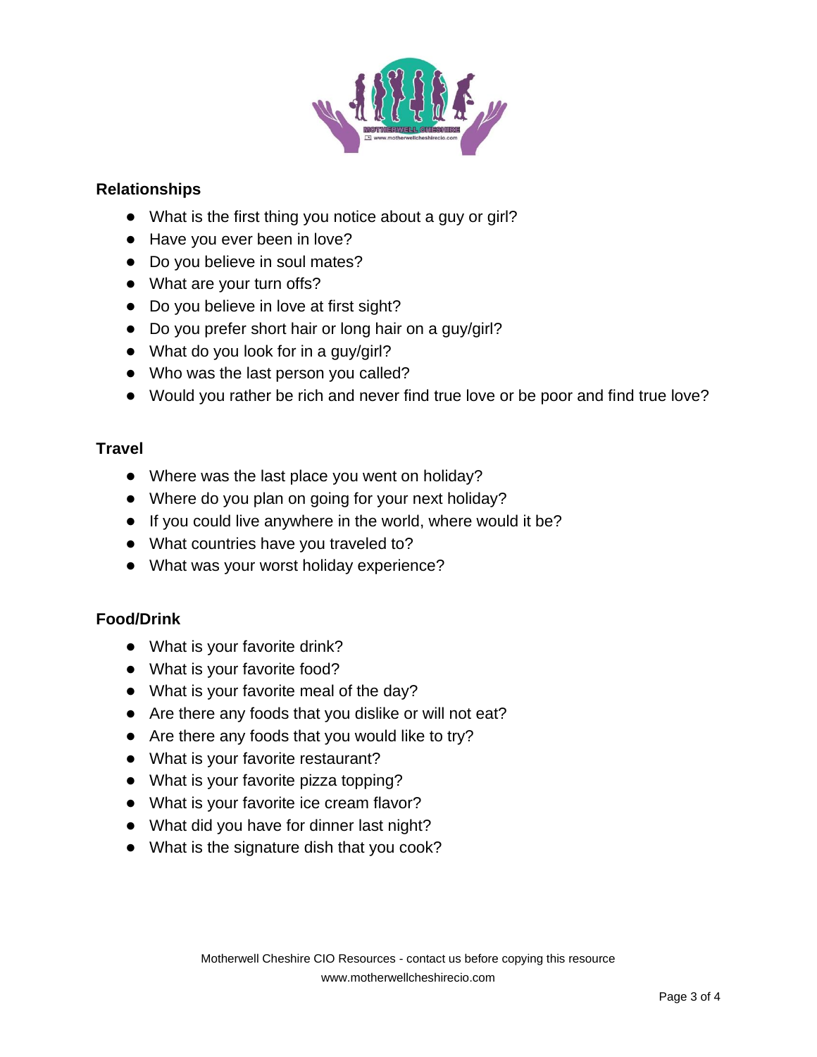## Relationships

- What is the first thing you notice about a guy or girl?
- Have you ever been in love?
- Do you believe in soul mates?
- What are your turn offs?
- Do you believe in love at first sight?
- Do you prefer short hair or long hair on a guy/girl?
- What do you look for in a guy/girl?
- Who was the last person you called?
- Would you rather be rich and never find true love or be poor and find true love?

## Travel

- Where was the last place you went on holiday?
- Where do you plan on going for your next holiday?
- If you could live anywhere in the world, where would it be?
- What countries have you traveled to?
- What was your worst holiday experience?

## Food/Drink

- What is your favorite drink?
- What is your favorite food?
- What is your favorite meal of the day?
- Are there any foods that you dislike or will not eat?
- Are there any foods that you would like to try?
- What is your favorite restaurant?
- What is your favorite pizza topping?
- What is your favorite ice cream flavor?
- What did you have for dinner last night?
- What is the signature dish that you cook?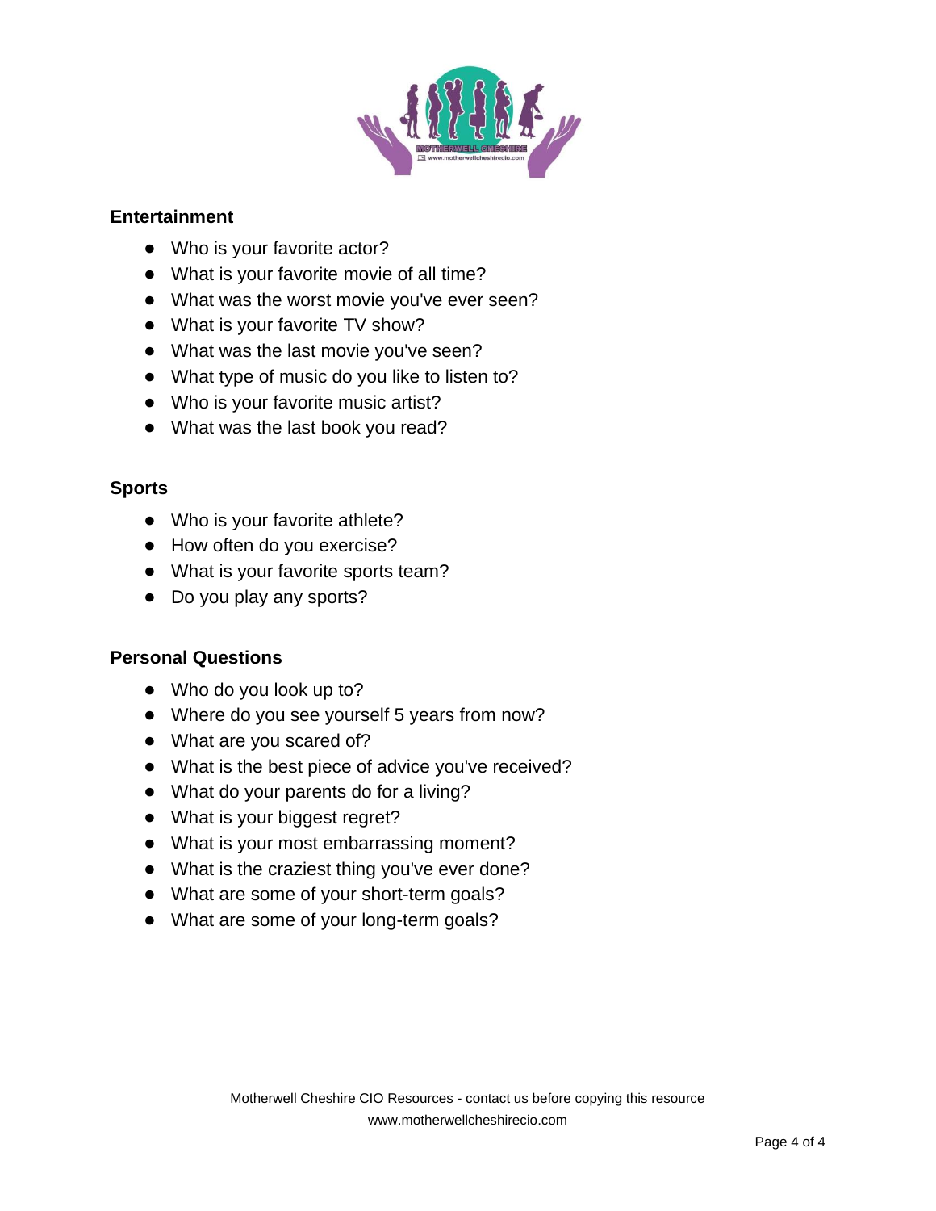## Entertainment

- Who is your favorite actor?
- What is your favorite movie of all time?
- What was the worst movie you've ever seen?
- What is your favorite TV show?
- What was the last movie you've seen?
- What type of music do you like to listen to?
- Who is your favorite music artist?
- What was the last book you read?

## Sports

- Who is your favorite athlete?
- How often do you exercise?
- What is your favorite sports team?
- Do you play any sports?

## Personal Questions

- Who do you look up to?
- Where do you see yourself 5 years from now?
- What are you scared of?
- What is the best piece of advice you've received?
- What do your parents do for a living?
- What is your biggest regret?
- What is your most embarrassing moment?
- What is the craziest thing you've ever done?
- What are some of your short-term goals?
- What are some of your long-term goals?